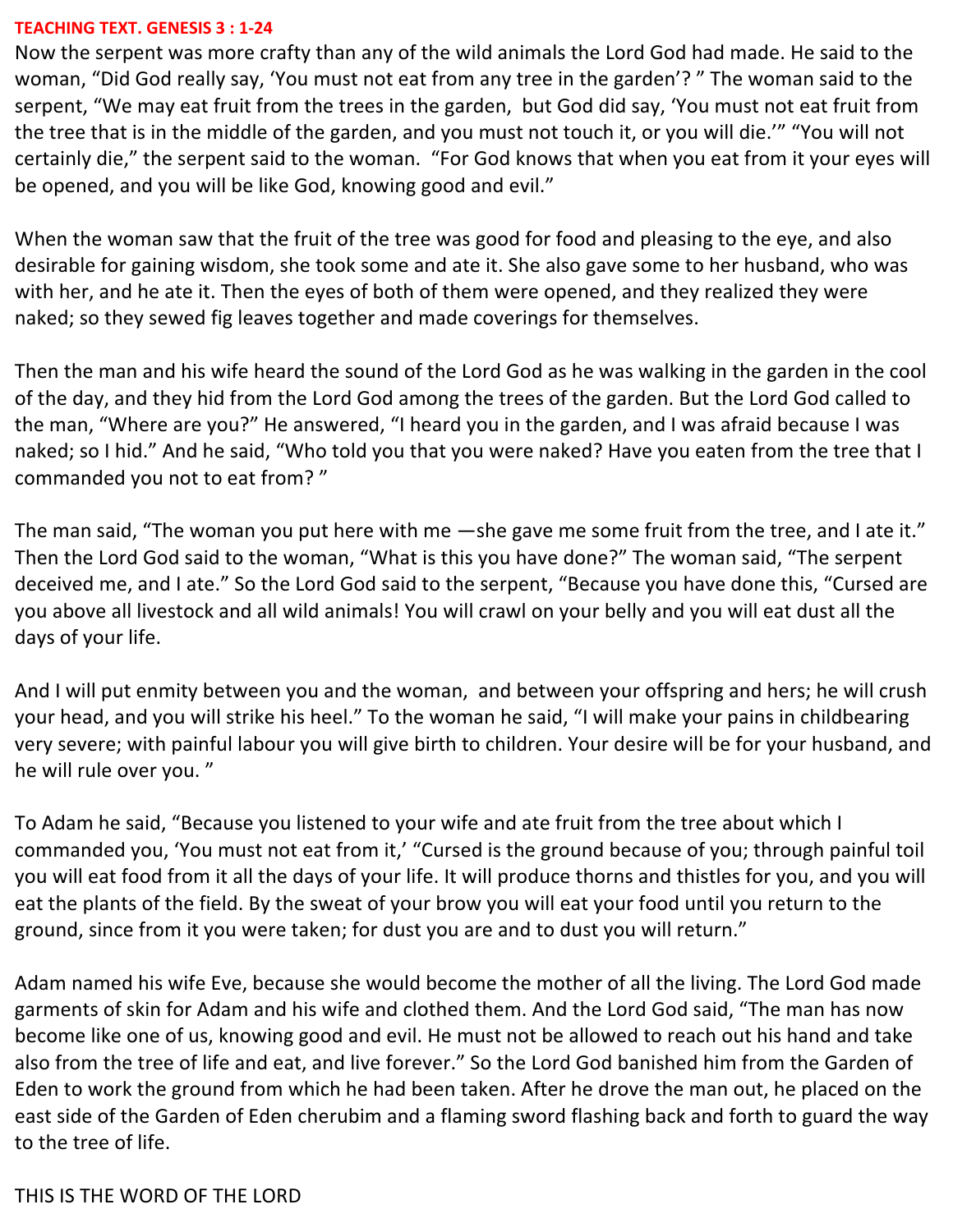**TEACHING TEXT. GENESIS 3 : 1-24**

Now the serpent was more crafty than any of the wild animals the Lord God had made. He said to the woman, “Did God really say, ‘You must not eat from any tree in the garden’? ” The woman said to the serpent, “We may eat fruit from the trees in the garden, but God did say, ‘You must not eat fruit from the tree that is in the middle of the garden, and you must not touch it, or you will die.’” “You will not certainly die,” the serpent said to the woman. “For God knows that when you eat from it your eyes will be opened, and you will be like God, knowing good and evil.”

When the woman saw that the fruit of the tree was good for food and pleasing to the eye, and also desirable for gaining wisdom, she took some and ate it. She also gave some to her husband, who was with her, and he ate it. Then the eyes of both of them were opened, and they realized they were naked; so they sewed fig leaves together and made coverings for themselves.

Then the man and his wife heard the sound of the Lord God as he was walking in the garden in the cool of the day, and they hid from the Lord God among the trees of the garden. But the Lord God called to the man, “Where are you?” He answered, “I heard you in the garden, and I was afraid because I was naked; so I hid.” And he said, “Who told you that you were naked? Have you eaten from the tree that I commanded you not to eat from? ”

The man said, “The woman you put here with me —she gave me some fruit from the tree, and I ate it.” Then the Lord God said to the woman, “What is this you have done?” The woman said, “The serpent deceived me, and I ate.” So the Lord God said to the serpent, “Because you have done this, “Cursed are you above all livestock and all wild animals! You will crawl on your belly and you will eat dust all the days of your life.

And I will put enmity between you and the woman, and between your offspring and hers; he will crush your head, and you will strike his heel.” To the woman he said, “I will make your pains in childbearing very severe; with painful labour you will give birth to children. Your desire will be for your husband, and he will rule over you. ”

To Adam he said, “Because you listened to your wife and ate fruit from the tree about which I commanded you, ‘You must not eat from it,’ “Cursed is the ground because of you; through painful toil you will eat food from it all the days of your life. It will produce thorns and thistles for you, and you will eat the plants of the field. By the sweat of your brow you will eat your food until you return to the ground, since from it you were taken; for dust you are and to dust you will return.”

Adam named his wife Eve, because she would become the mother of all the living. The Lord God made garments of skin for Adam and his wife and clothed them. And the Lord God said, “The man has now become like one of us, knowing good and evil. He must not be allowed to reach out his hand and take also from the tree of life and eat, and live forever.” So the Lord God banished him from the Garden of Eden to work the ground from which he had been taken. After he drove the man out, he placed on the east side of the Garden of Eden cherubim and a flaming sword flashing back and forth to guard the way to the tree of life.

THIS IS THE WORD OF THE LORD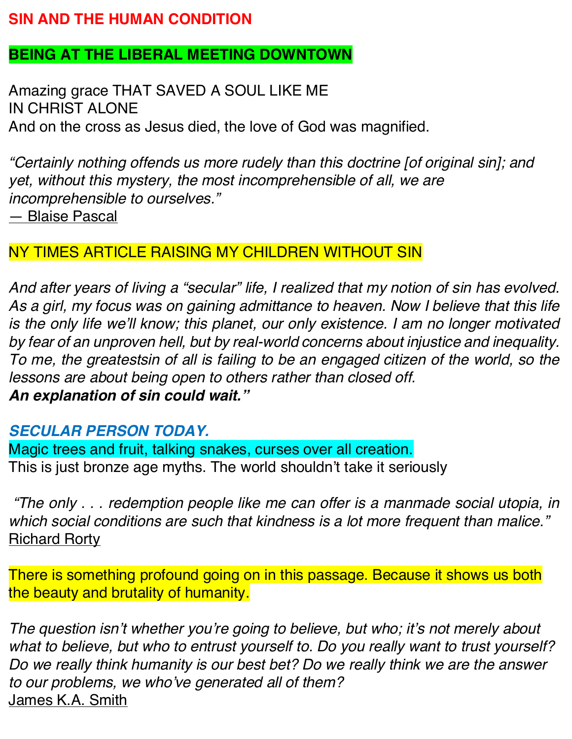# SIN AND THE HUMAN CONDITION

**BEING AT THE LIBERAL MEETING DOWNTOWN**

Amazing grace THAT SAVED A SOUL LIKE ME
IN CHRIST ALONE
And on the cross as Jesus died, the love of God was magnified.

*"Certainly nothing offends us more rudely than this doctrine [of original sin]; and yet, without this mystery, the most incomprehensible of all, we are incomprehensible to ourselves."*
— Blaise Pascal

NY TIMES ARTICLE RAISING MY CHILDREN WITHOUT SIN

*And after years of living a "secular" life, I realized that my notion of sin has evolved. As a girl, my focus was on gaining admittance to heaven. Now I believe that this life is the only life we'll know; this planet, our only existence. I am no longer motivated by fear of an unproven hell, but by real-world concerns about injustice and inequality. To me, the greatestsin of all is failing to be an engaged citizen of the world, so the lessons are about being open to others rather than closed off.*
***An explanation of sin could wait."***

***SECULAR PERSON TODAY.***
Magic trees and fruit, talking snakes, curses over all creation.
This is just bronze age myths. The world shouldn't take it seriously

*"The only . . . redemption people like me can offer is a manmade social utopia, in which social conditions are such that kindness is a lot more frequent than malice."*
Richard Rorty

There is something profound going on in this passage. Because it shows us both the beauty and brutality of humanity.

*The question isn't whether you're going to believe, but who; it's not merely about what to believe, but who to entrust yourself to. Do you really want to trust yourself? Do we really think humanity is our best bet? Do we really think we are the answer to our problems, we who've generated all of them?*
James K.A. Smith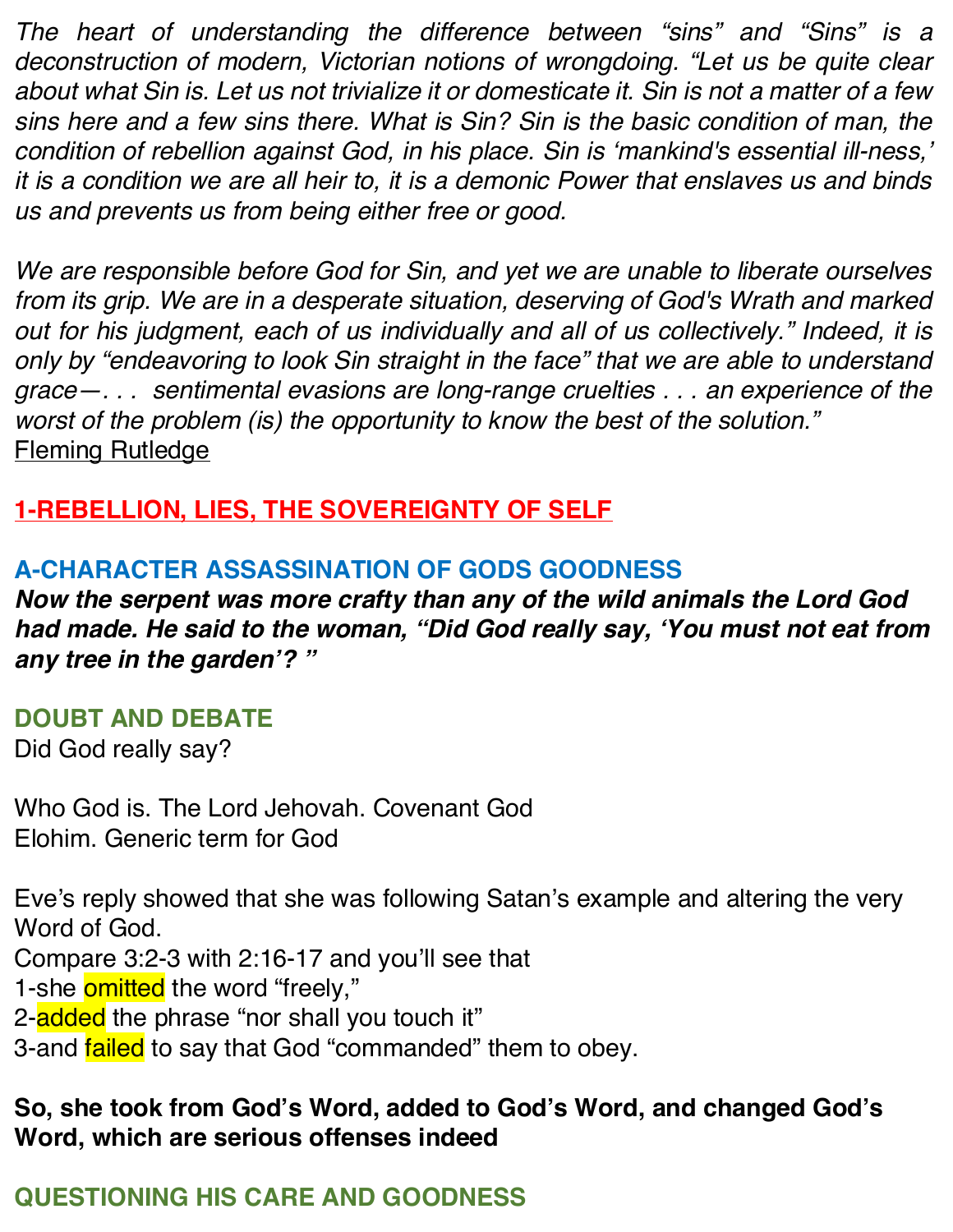*The heart of understanding the difference between "sins" and "Sins" is a deconstruction of modern, Victorian notions of wrongdoing. "Let us be quite clear about what Sin is. Let us not trivialize it or domesticate it. Sin is not a matter of a few sins here and a few sins there. What is Sin? Sin is the basic condition of man, the condition of rebellion against God, in his place. Sin is 'mankind's essential ill-ness,' it is a condition we are all heir to, it is a demonic Power that enslaves us and binds us and prevents us from being either free or good.*

*We are responsible before God for Sin, and yet we are unable to liberate ourselves from its grip. We are in a desperate situation, deserving of God's Wrath and marked out for his judgment, each of us individually and all of us collectively." Indeed, it is only by "endeavoring to look Sin straight in the face" that we are able to understand grace—. . . sentimental evasions are long-range cruelties . . . an experience of the worst of the problem (is) the opportunity to know the best of the solution."*
Fleming Rutledge

## 1-REBELLION, LIES, THE SOVEREIGNTY OF SELF

### A-CHARACTER ASSASSINATION OF GODS GOODNESS

***Now the serpent was more crafty than any of the wild animals the Lord God had made. He said to the woman, "Did God really say, 'You must not eat from any tree in the garden'? "***

#### DOUBT AND DEBATE

Did God really say?

Who God is. The Lord Jehovah. Covenant God
Elohim. Generic term for God

Eve's reply showed that she was following Satan's example and altering the very Word of God.
Compare 3:2-3 with 2:16-17 and you'll see that
1-she omitted the word "freely,"
2-added the phrase "nor shall you touch it"
3-and failed to say that God "commanded" them to obey.

**So, she took from God's Word, added to God's Word, and changed God's Word, which are serious offenses indeed**

#### QUESTIONING HIS CARE AND GOODNESS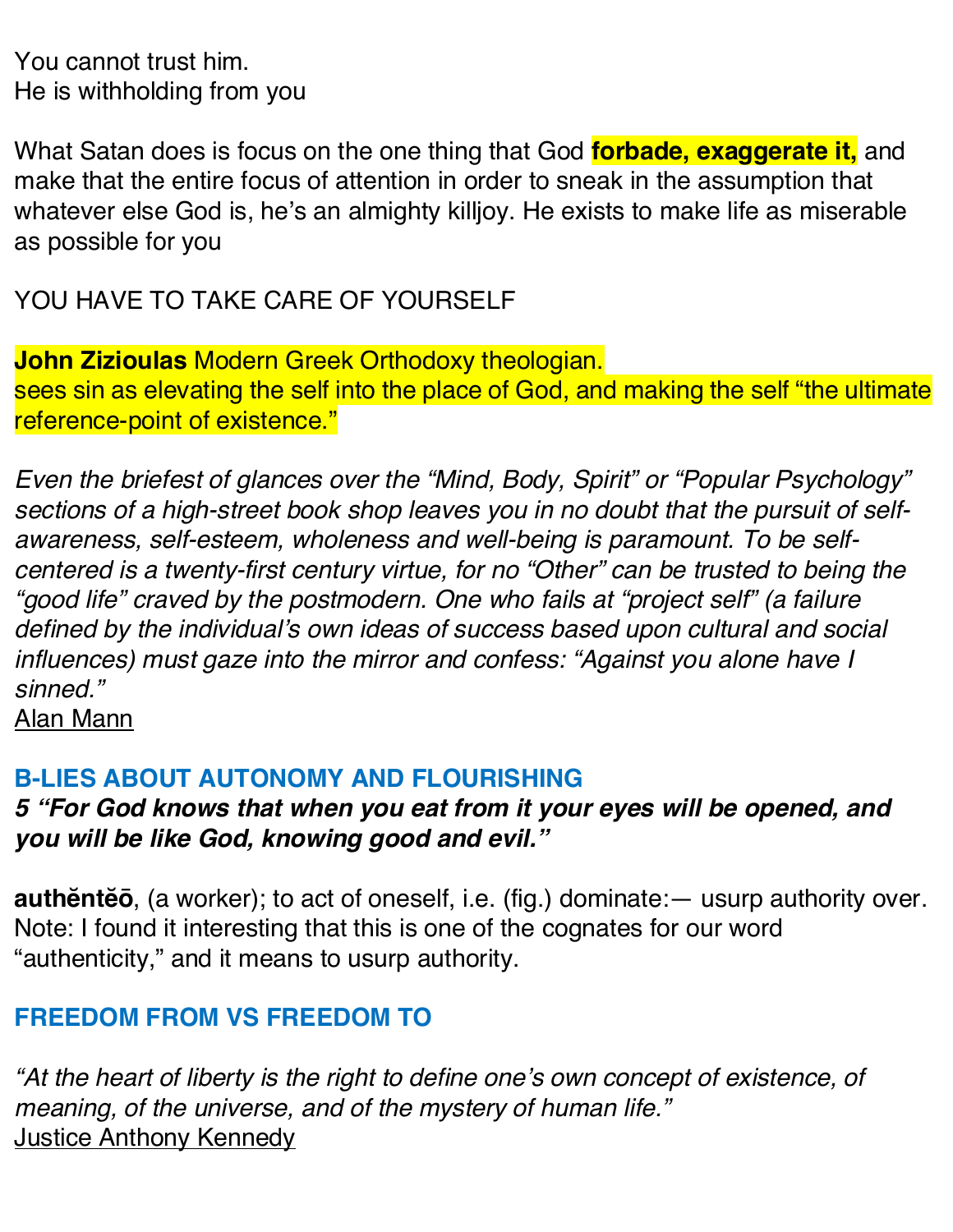You cannot trust him.
He is withholding from you

What Satan does is focus on the one thing that God **forbade, exaggerate it,** and make that the entire focus of attention in order to sneak in the assumption that whatever else God is, he's an almighty killjoy. He exists to make life as miserable as possible for you

YOU HAVE TO TAKE CARE OF YOURSELF

**John Zizioulas** Modern Greek Orthodoxy theologian.
sees sin as elevating the self into the place of God, and making the self "the ultimate reference-point of existence."

*Even the briefest of glances over the "Mind, Body, Spirit" or "Popular Psychology" sections of a high-street book shop leaves you in no doubt that the pursuit of self-awareness, self-esteem, wholeness and well-being is paramount. To be self-centered is a twenty-first century virtue, for no "Other" can be trusted to being the "good life" craved by the postmodern. One who fails at "project self" (a failure defined by the individual's own ideas of success based upon cultural and social influences) must gaze into the mirror and confess: "Against you alone have I sinned."*
Alan Mann

## B-LIES ABOUT AUTONOMY AND FLOURISHING

***5 "For God knows that when you eat from it your eyes will be opened, and you will be like God, knowing good and evil."***

**authĕntĕō**, (a worker); to act of oneself, i.e. (fig.) dominate:— usurp authority over.
Note: I found it interesting that this is one of the cognates for our word "authenticity," and it means to usurp authority.

## FREEDOM FROM VS FREEDOM TO

*"At the heart of liberty is the right to define one's own concept of existence, of meaning, of the universe, and of the mystery of human life."*
Justice Anthony Kennedy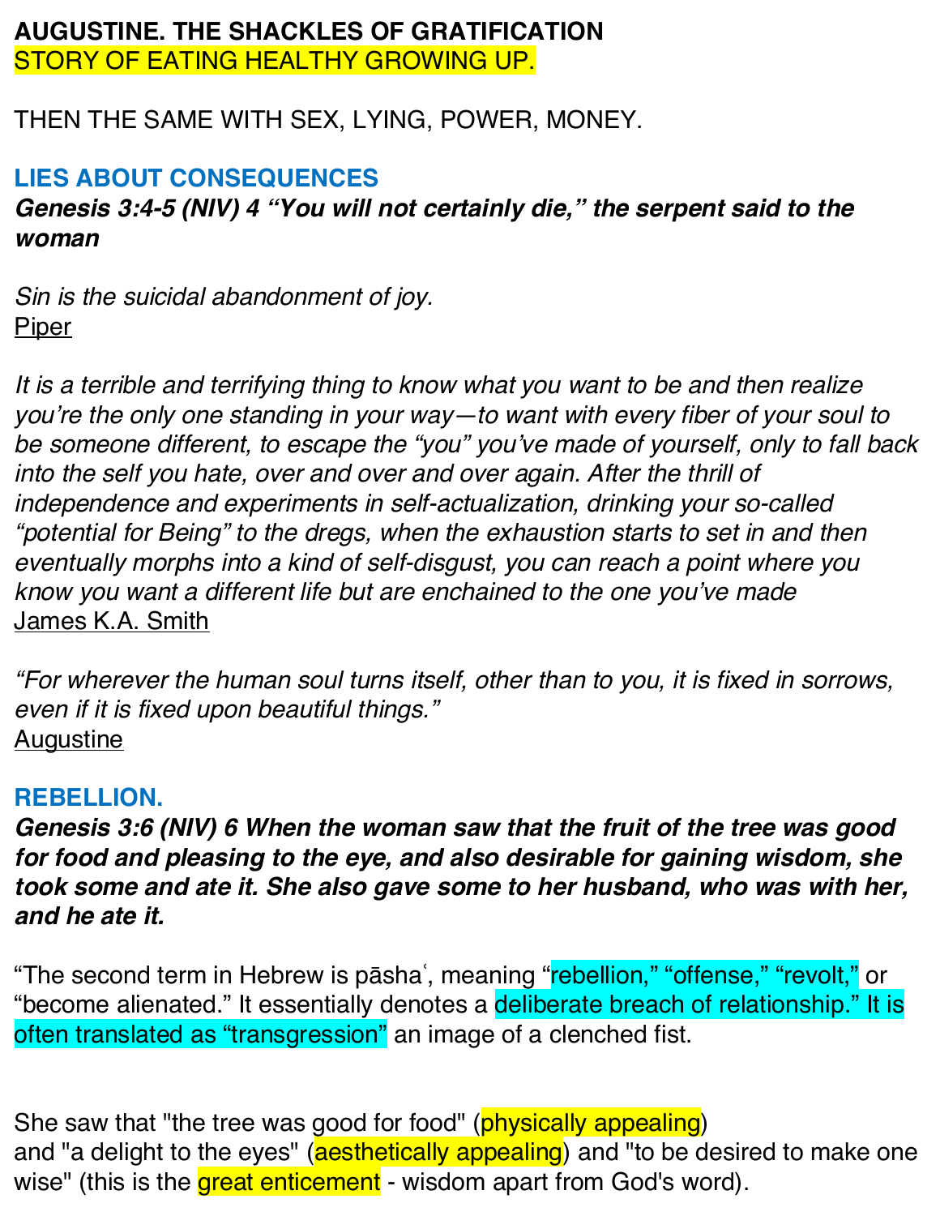**AUGUSTINE. THE SHACKLES OF GRATIFICATION**
STORY OF EATING HEALTHY GROWING UP.

THEN THE SAME WITH SEX, LYING, POWER, MONEY.

**LIES ABOUT CONSEQUENCES**
***Genesis 3:4-5 (NIV) 4 "You will not certainly die," the serpent said to the woman***

*Sin is the suicidal abandonment of joy.*
Piper

*It is a terrible and terrifying thing to know what you want to be and then realize you're the only one standing in your way—to want with every fiber of your soul to be someone different, to escape the "you" you've made of yourself, only to fall back into the self you hate, over and over and over again. After the thrill of independence and experiments in self-actualization, drinking your so-called "potential for Being" to the dregs, when the exhaustion starts to set in and then eventually morphs into a kind of self-disgust, you can reach a point where you know you want a different life but are enchained to the one you've made*
James K.A. Smith

*"For wherever the human soul turns itself, other than to you, it is fixed in sorrows, even if it is fixed upon beautiful things."*
Augustine

**REBELLION.**
***Genesis 3:6 (NIV) 6 When the woman saw that the fruit of the tree was good for food and pleasing to the eye, and also desirable for gaining wisdom, she took some and ate it. She also gave some to her husband, who was with her, and he ate it.***

"The second term in Hebrew is pāshaʿ, meaning "rebellion," "offense," "revolt," or "become alienated." It essentially denotes a deliberate breach of relationship." It is often translated as "transgression" an image of a clenched fist.

She saw that "the tree was good for food" (physically appealing)
and "a delight to the eyes" (aesthetically appealing) and "to be desired to make one wise" (this is the great enticement - wisdom apart from God's word).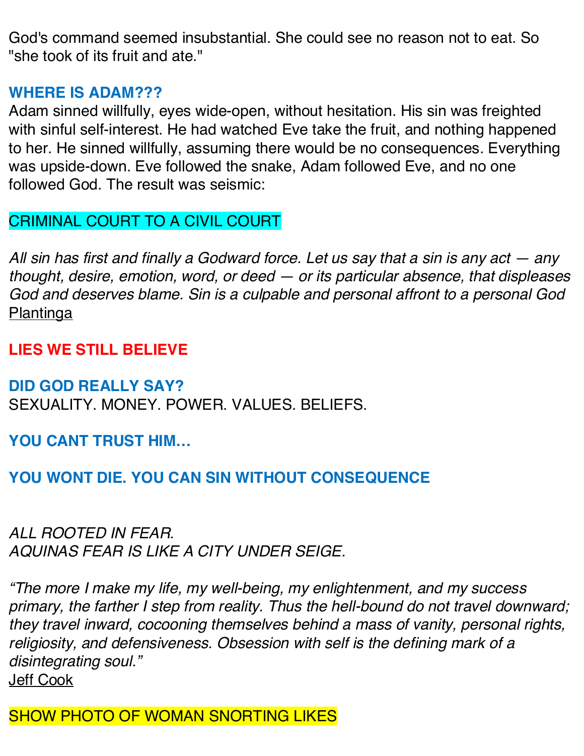God's command seemed insubstantial. She could see no reason not to eat. So "she took of its fruit and ate."

**WHERE IS ADAM???**

Adam sinned willfully, eyes wide-open, without hesitation. His sin was freighted with sinful self-interest. He had watched Eve take the fruit, and nothing happened to her. He sinned willfully, assuming there would be no consequences. Everything was upside-down. Eve followed the snake, Adam followed Eve, and no one followed God. The result was seismic:

CRIMINAL COURT TO A CIVIL COURT

*All sin has first and finally a Godward force. Let us say that a sin is any act — any thought, desire, emotion, word, or deed — or its particular absence, that displeases God and deserves blame. Sin is a culpable and personal affront to a personal God*
Plantinga

**LIES WE STILL BELIEVE**

**DID GOD REALLY SAY?**

SEXUALITY. MONEY. POWER. VALUES. BELIEFS.

**YOU CANT TRUST HIM…**

**YOU WONT DIE. YOU CAN SIN WITHOUT CONSEQUENCE**

*ALL ROOTED IN FEAR.*
*AQUINAS FEAR IS LIKE A CITY UNDER SEIGE.*

*"The more I make my life, my well-being, my enlightenment, and my success primary, the farther I step from reality. Thus the hell-bound do not travel downward; they travel inward, cocooning themselves behind a mass of vanity, personal rights, religiosity, and defensiveness. Obsession with self is the defining mark of a disintegrating soul."*
Jeff Cook

SHOW PHOTO OF WOMAN SNORTING LIKES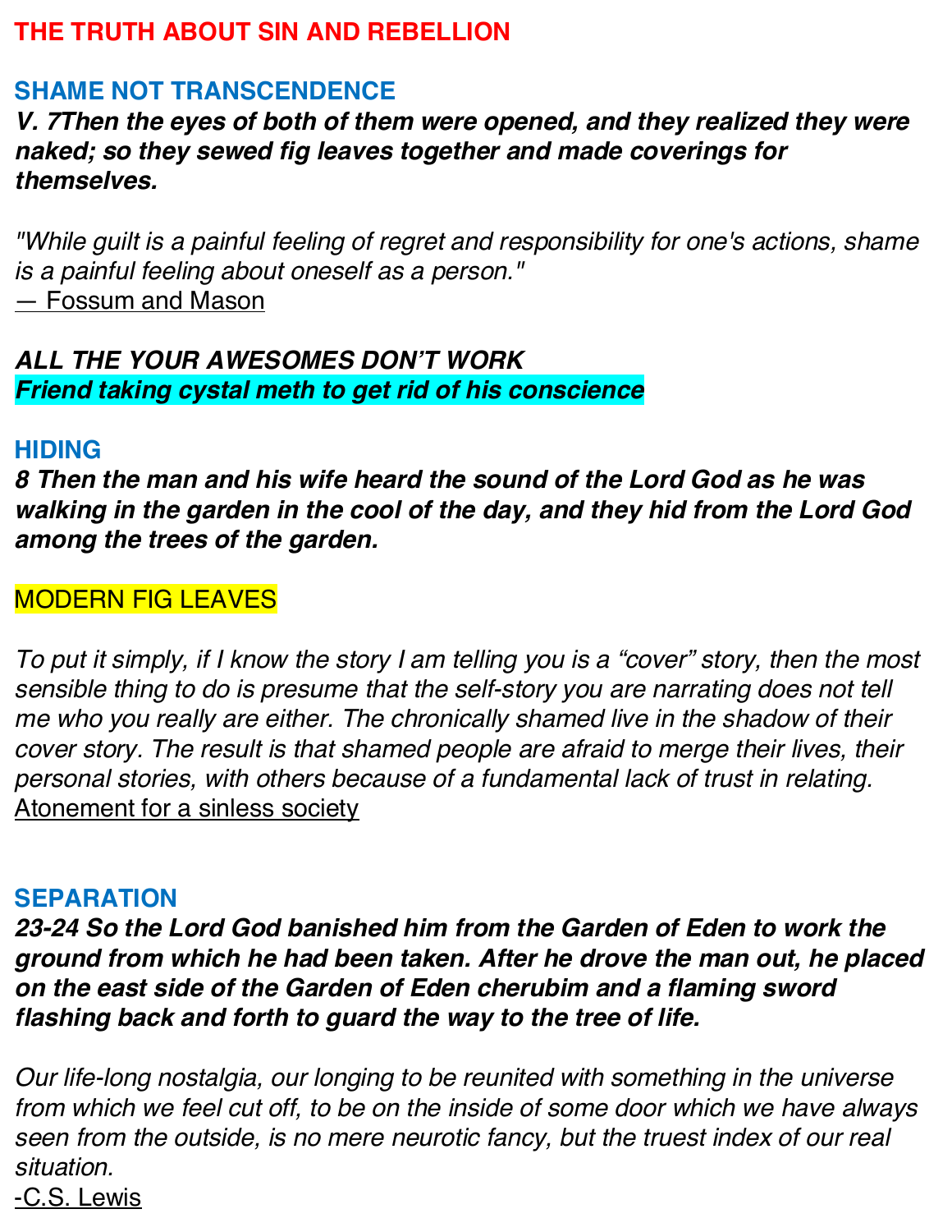# THE TRUTH ABOUT SIN AND REBELLION

## SHAME NOT TRANSCENDENCE

***V. 7Then the eyes of both of them were opened, and they realized they were naked; so they sewed fig leaves together and made coverings for themselves.***

*"While guilt is a painful feeling of regret and responsibility for one's actions, shame is a painful feeling about oneself as a person."*
— Fossum and Mason

***ALL THE YOUR AWESOMES DON'T WORK***
***Friend taking cystal meth to get rid of his conscience***

## HIDING

***8 Then the man and his wife heard the sound of the Lord God as he was walking in the garden in the cool of the day, and they hid from the Lord God among the trees of the garden.***

MODERN FIG LEAVES

*To put it simply, if I know the story I am telling you is a "cover" story, then the most sensible thing to do is presume that the self-story you are narrating does not tell me who you really are either. The chronically shamed live in the shadow of their cover story. The result is that shamed people are afraid to merge their lives, their personal stories, with others because of a fundamental lack of trust in relating.*
Atonement for a sinless society

## SEPARATION

***23-24 So the Lord God banished him from the Garden of Eden to work the ground from which he had been taken. After he drove the man out, he placed on the east side of the Garden of Eden cherubim and a flaming sword flashing back and forth to guard the way to the tree of life.***

*Our life-long nostalgia, our longing to be reunited with something in the universe from which we feel cut off, to be on the inside of some door which we have always seen from the outside, is no mere neurotic fancy, but the truest index of our real situation.*
-C.S. Lewis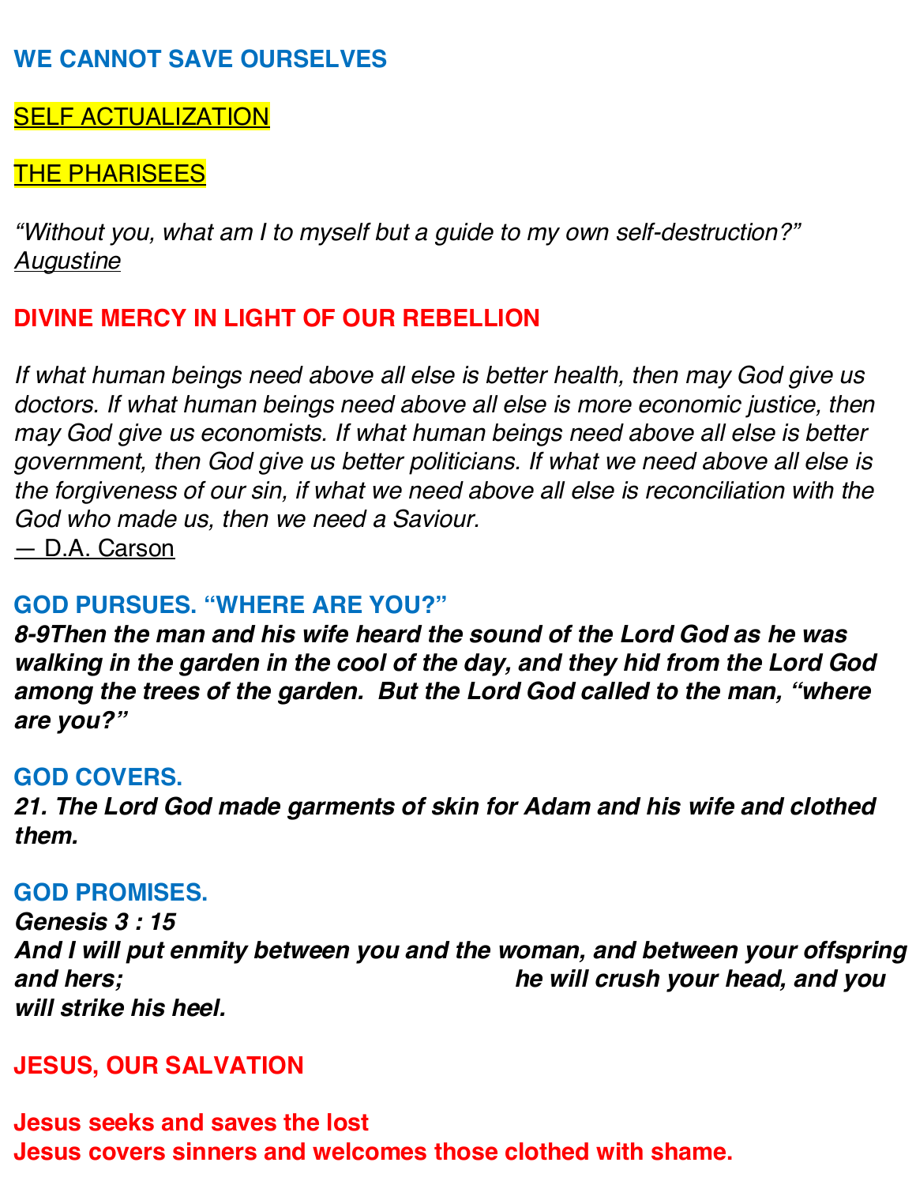## **WE CANNOT SAVE OURSELVES**

SELF ACTUALIZATION

THE PHARISEES

*"Without you, what am I to myself but a guide to my own self-destruction?"*
Augustine

## **DIVINE MERCY IN LIGHT OF OUR REBELLION**

*If what human beings need above all else is better health, then may God give us doctors. If what human beings need above all else is more economic justice, then may God give us economists. If what human beings need above all else is better government, then God give us better politicians. If what we need above all else is the forgiveness of our sin, if what we need above all else is reconciliation with the God who made us, then we need a Saviour.*
— D.A. Carson

### **GOD PURSUES. "WHERE ARE YOU?"**

***8-9Then the man and his wife heard the sound of the Lord God as he was walking in the garden in the cool of the day, and they hid from the Lord God among the trees of the garden. But the Lord God called to the man, "where are you?"***

### **GOD COVERS.**

***21. The Lord God made garments of skin for Adam and his wife and clothed them.***

### **GOD PROMISES.**

***Genesis 3 : 15***
***And I will put enmity between you and the woman, and between your offspring and hers; he will crush your head, and you will strike his heel.***

## **JESUS, OUR SALVATION**

**Jesus seeks and saves the lost**
**Jesus covers sinners and welcomes those clothed with shame.**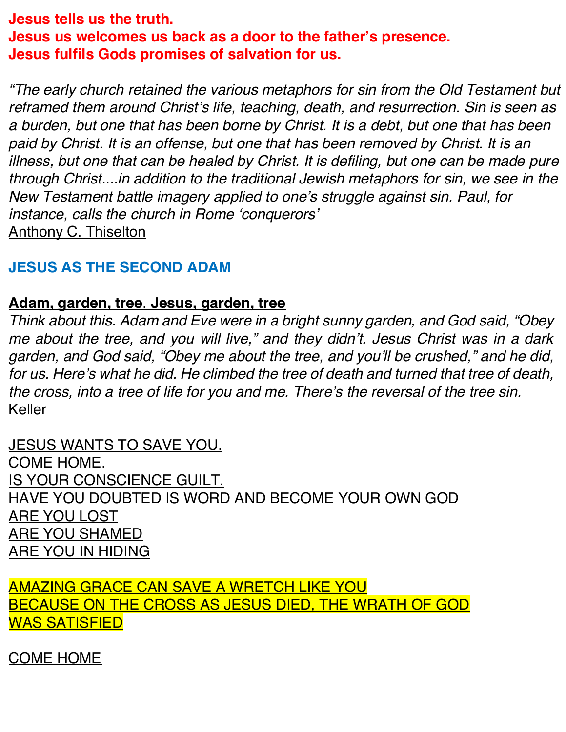**Jesus tells us the truth.**
**Jesus us welcomes us back as a door to the father's presence.**
**Jesus fulfils Gods promises of salvation for us.**

*"The early church retained the various metaphors for sin from the Old Testament but reframed them around Christ's life, teaching, death, and resurrection. Sin is seen as a burden, but one that has been borne by Christ. It is a debt, but one that has been paid by Christ. It is an offense, but one that has been removed by Christ. It is an illness, but one that can be healed by Christ. It is defiling, but one can be made pure through Christ....in addition to the traditional Jewish metaphors for sin, we see in the New Testament battle imagery applied to one's struggle against sin. Paul, for instance, calls the church in Rome 'conquerors'*
Anthony C. Thiselton

## JESUS AS THE SECOND ADAM

**Adam, garden, tree. Jesus, garden, tree**
*Think about this. Adam and Eve were in a bright sunny garden, and God said, "Obey me about the tree, and you will live," and they didn't. Jesus Christ was in a dark garden, and God said, "Obey me about the tree, and you'll be crushed," and he did, for us. Here's what he did. He climbed the tree of death and turned that tree of death, the cross, into a tree of life for you and me. There's the reversal of the tree sin.*
Keller

JESUS WANTS TO SAVE YOU.
COME HOME.
IS YOUR CONSCIENCE GUILT.
HAVE YOU DOUBTED IS WORD AND BECOME YOUR OWN GOD
ARE YOU LOST
ARE YOU SHAMED
ARE YOU IN HIDING

AMAZING GRACE CAN SAVE A WRETCH LIKE YOU
BECAUSE ON THE CROSS AS JESUS DIED, THE WRATH OF GOD WAS SATISFIED

COME HOME